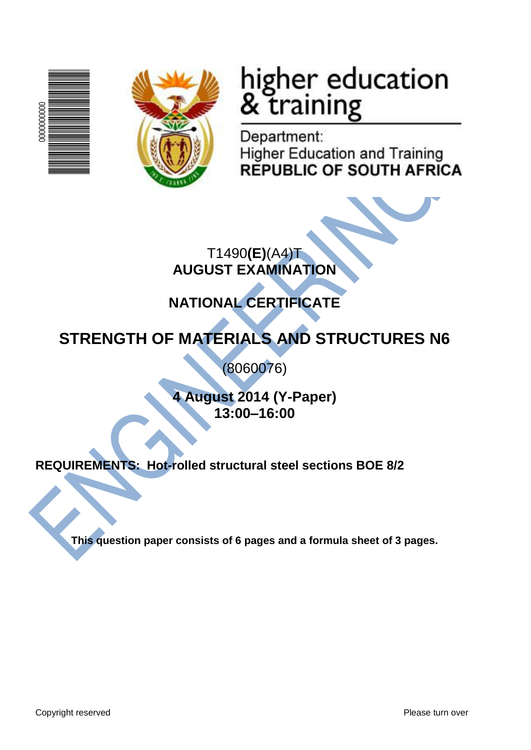higher education & training

Department:
Higher Education and Training
**REPUBLIC OF SOUTH AFRICA**

T1490**(E)**(A4)T
**AUGUST EXAMINATION**

**NATIONAL CERTIFICATE**

# STRENGTH OF MATERIALS AND STRUCTURES N6

(8060076)

**4 August 2014 (Y-Paper)**
**13:00–16:00**

**REQUIREMENTS: Hot-rolled structural steel sections BOE 8/2**

**This question paper consists of 6 pages and a formula sheet of 3 pages.**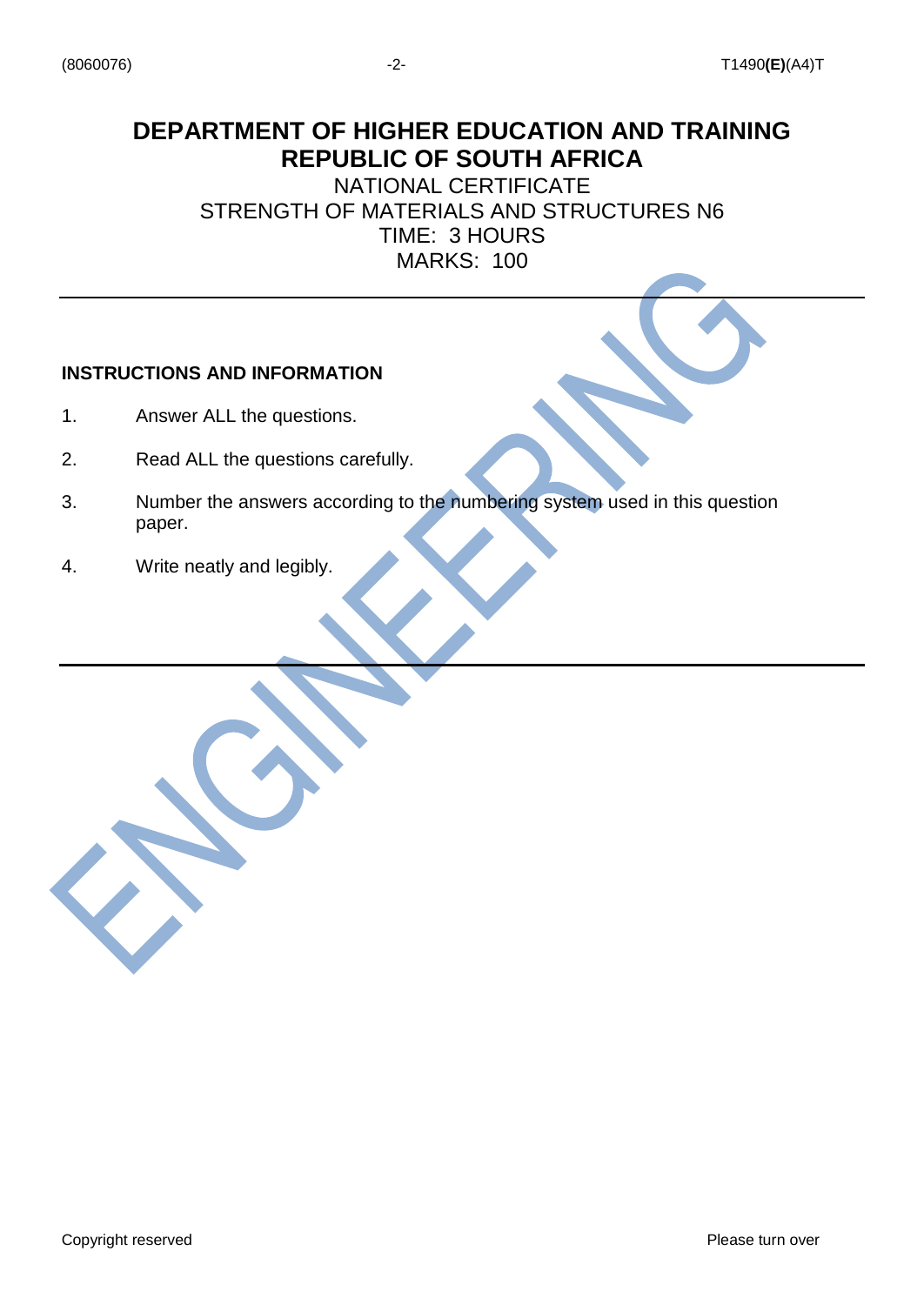# DEPARTMENT OF HIGHER EDUCATION AND TRAINING
# REPUBLIC OF SOUTH AFRICA

NATIONAL CERTIFICATE
STRENGTH OF MATERIALS AND STRUCTURES N6
TIME: 3 HOURS
MARKS: 100

---

**INSTRUCTIONS AND INFORMATION**

1. Answer ALL the questions.

2. Read ALL the questions carefully.

3. Number the answers according to the numbering system used in this question paper.

4. Write neatly and legibly.

---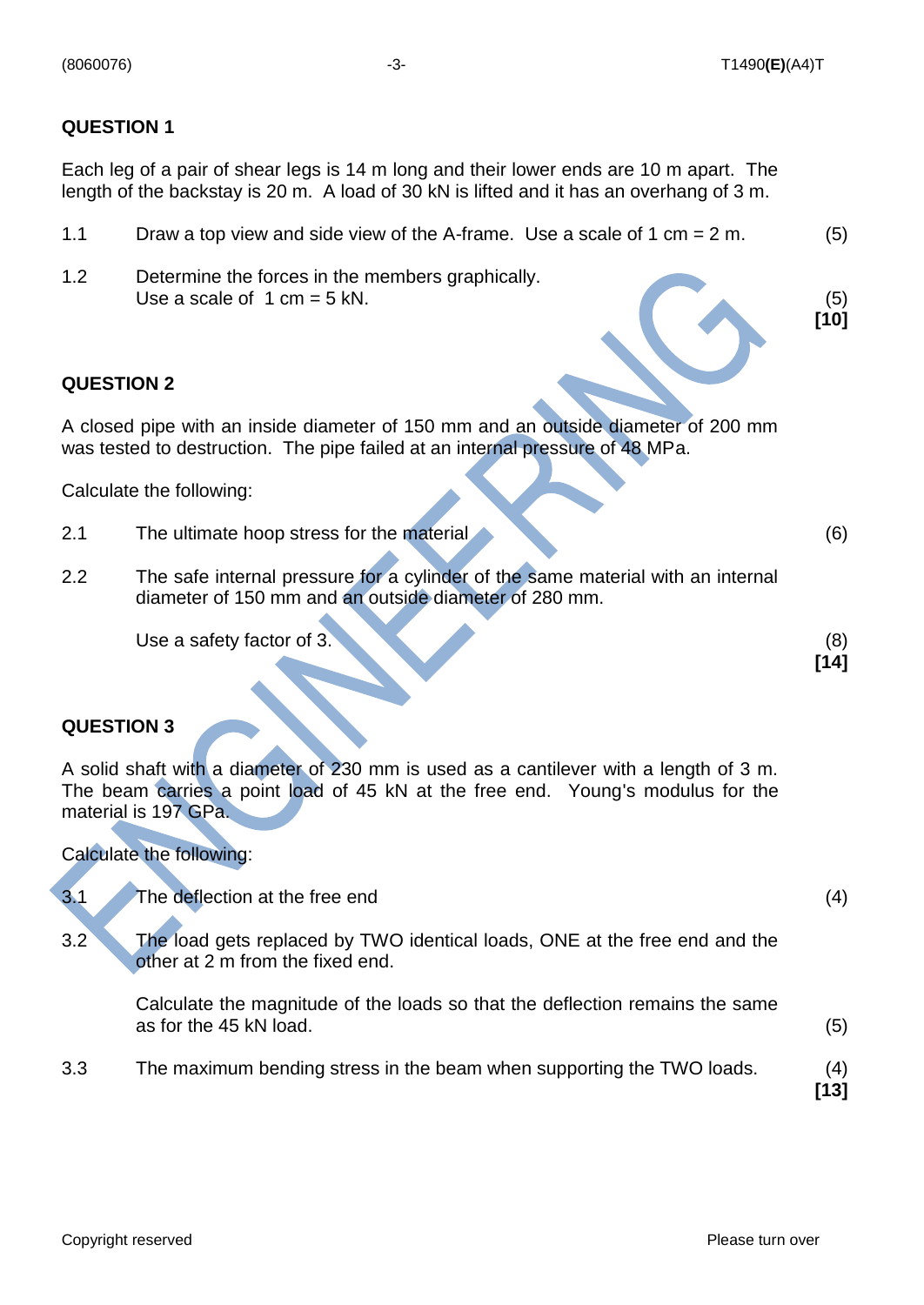## QUESTION 1

Each leg of a pair of shear legs is 14 m long and their lower ends are 10 m apart. The length of the backstay is 20 m. A load of 30 kN is lifted and it has an overhang of 3 m.

1.1 Draw a top view and side view of the A-frame. Use a scale of 1 cm = 2 m. (5)

1.2 Determine the forces in the members graphically.
Use a scale of 1 cm = 5 kN. (5)
**[10]**

## QUESTION 2

A closed pipe with an inside diameter of 150 mm and an outside diameter of 200 mm was tested to destruction. The pipe failed at an internal pressure of 48 MPa.

Calculate the following:

2.1 The ultimate hoop stress for the material (6)

2.2 The safe internal pressure for a cylinder of the same material with an internal diameter of 150 mm and an outside diameter of 280 mm.

Use a safety factor of 3. (8)
**[14]**

## QUESTION 3

A solid shaft with a diameter of 230 mm is used as a cantilever with a length of 3 m. The beam carries a point load of 45 kN at the free end. Young's modulus for the material is 197 GPa.

Calculate the following:

3.1 The deflection at the free end (4)

3.2 The load gets replaced by TWO identical loads, ONE at the free end and the other at 2 m from the fixed end.

Calculate the magnitude of the loads so that the deflection remains the same as for the 45 kN load. (5)

3.3 The maximum bending stress in the beam when supporting the TWO loads. (4)
**[13]**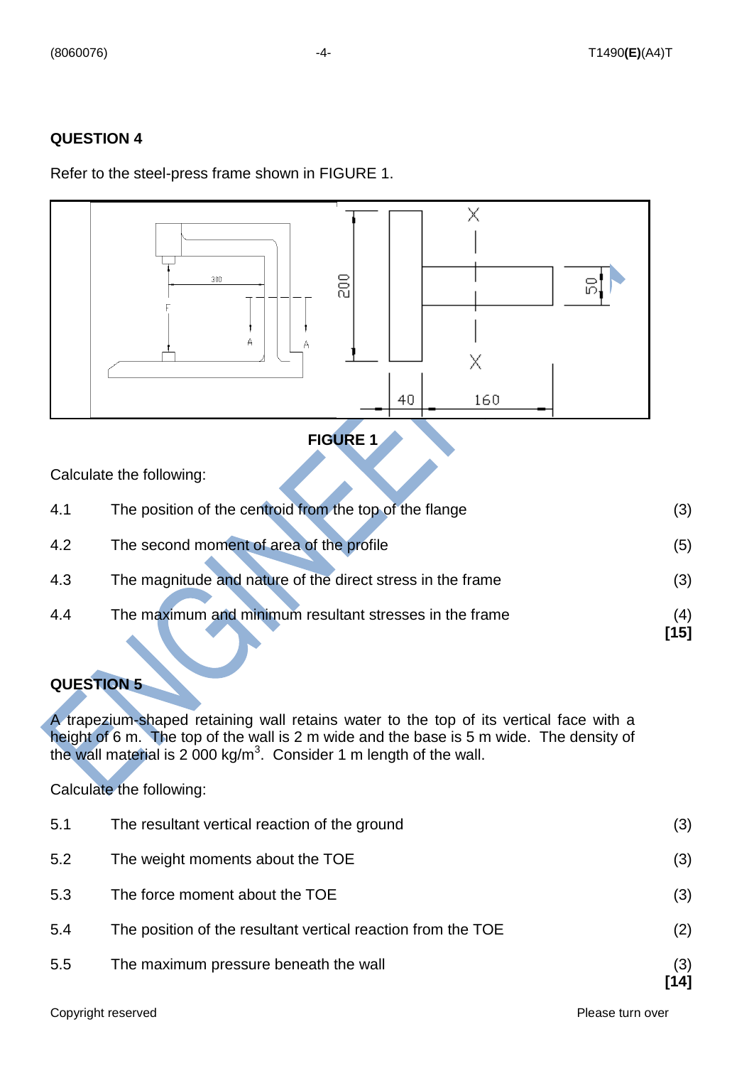## QUESTION 4

Refer to the steel-press frame shown in FIGURE 1.

**FIGURE 1**

Calculate the following:

| | | |
|---|---|---|
| 4.1 | The position of the centroid from the top of the flange | (3) |
| 4.2 | The second moment of area of the profile | (5) |
| 4.3 | The magnitude and nature of the direct stress in the frame | (3) |
| 4.4 | The maximum and minimum resultant stresses in the frame | (4) **[15]** |

## QUESTION 5

A trapezium-shaped retaining wall retains water to the top of its vertical face with a height of 6 m. The top of the wall is 2 m wide and the base is 5 m wide. The density of the wall material is 2 000 kg/m$^3$. Consider 1 m length of the wall.

Calculate the following:

| | | |
|---|---|---|
| 5.1 | The resultant vertical reaction of the ground | (3) |
| 5.2 | The weight moments about the TOE | (3) |
| 5.3 | The force moment about the TOE | (3) |
| 5.4 | The position of the resultant vertical reaction from the TOE | (2) |
| 5.5 | The maximum pressure beneath the wall | (3) **[14]** |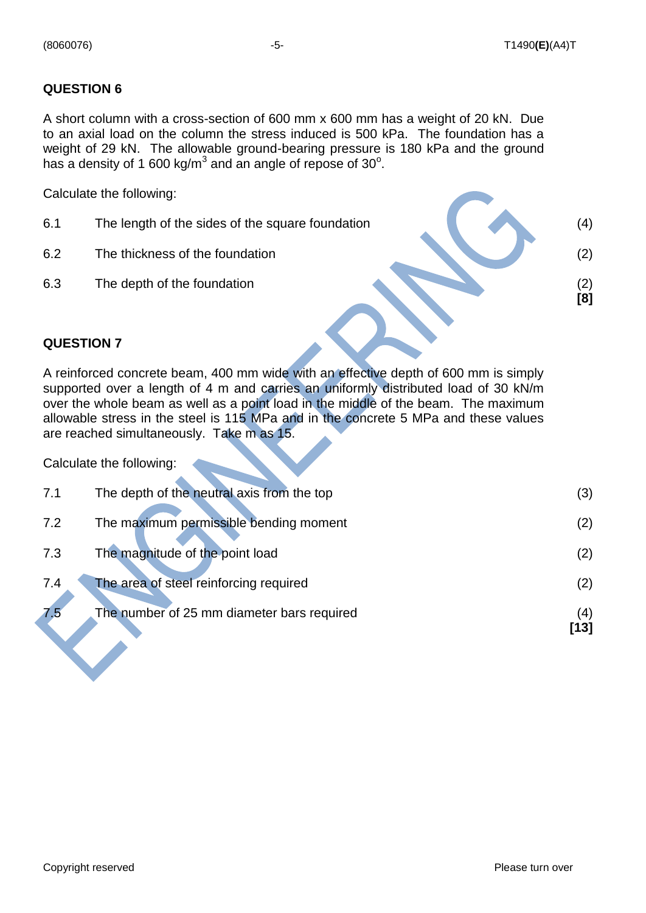## QUESTION 6

A short column with a cross-section of 600 mm x 600 mm has a weight of 20 kN. Due to an axial load on the column the stress induced is 500 kPa. The foundation has a weight of 29 kN. The allowable ground-bearing pressure is 180 kPa and the ground has a density of 1 600 kg/m$^3$ and an angle of repose of 30$^o$.

Calculate the following:

| | | |
|---|---|---|
| 6.1 | The length of the sides of the square foundation | (4) |
| 6.2 | The thickness of the foundation | (2) |
| 6.3 | The depth of the foundation | (2) **[8]** |

## QUESTION 7

A reinforced concrete beam, 400 mm wide with an effective depth of 600 mm is simply supported over a length of 4 m and carries an uniformly distributed load of 30 kN/m over the whole beam as well as a point load in the middle of the beam. The maximum allowable stress in the steel is 115 MPa and in the concrete 5 MPa and these values are reached simultaneously. Take m as 15.

Calculate the following:

| | | |
|---|---|---|
| 7.1 | The depth of the neutral axis from the top | (3) |
| 7.2 | The maximum permissible bending moment | (2) |
| 7.3 | The magnitude of the point load | (2) |
| 7.4 | The area of steel reinforcing required | (2) |
| 7.5 | The number of 25 mm diameter bars required | (4) **[13]** |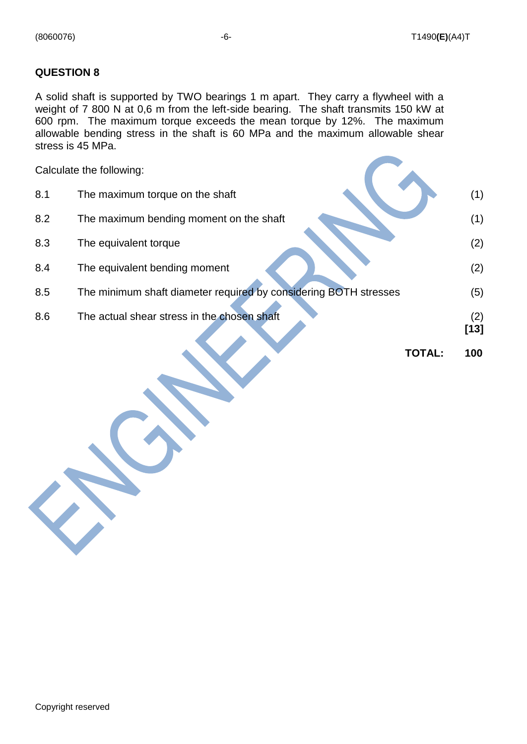## QUESTION 8

A solid shaft is supported by TWO bearings 1 m apart. They carry a flywheel with a weight of 7 800 N at 0,6 m from the left-side bearing. The shaft transmits 150 kW at 600 rpm. The maximum torque exceeds the mean torque by 12%. The maximum allowable bending stress in the shaft is 60 MPa and the maximum allowable shear stress is 45 MPa.

Calculate the following:

| | | |
|---|---|---|
| 8.1 | The maximum torque on the shaft | (1) |
| 8.2 | The maximum bending moment on the shaft | (1) |
| 8.3 | The equivalent torque | (2) |
| 8.4 | The equivalent bending moment | (2) |
| 8.5 | The minimum shaft diameter required by considering BOTH stresses | (5) |
| 8.6 | The actual shear stress in the chosen shaft | (2) **[13]** |

**TOTAL: 100**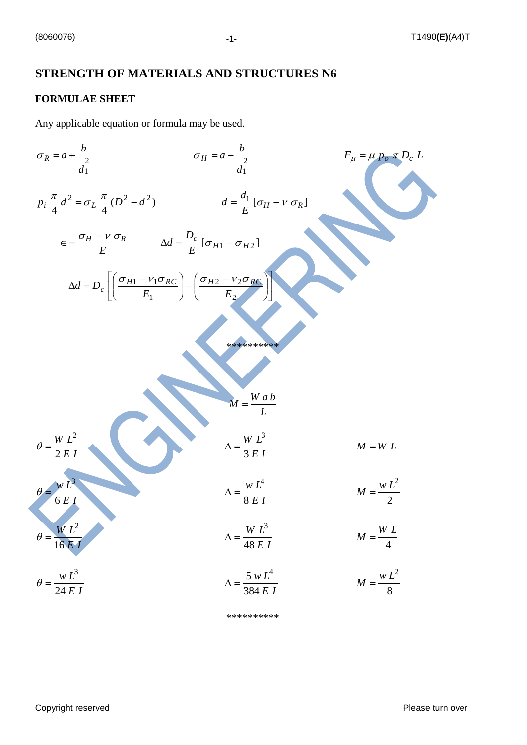# STRENGTH OF MATERIALS AND STRUCTURES N6

## FORMULAE SHEET

Any applicable equation or formula may be used.

$$\sigma_R = a + \frac{b}{d_1^2} \qquad \sigma_H = a - \frac{b}{d_1^2} \qquad F_\mu = \mu \, p_o \, \pi \, D_c \, L$$

$$p_i \frac{\pi}{4} d^2 = \sigma_L \frac{\pi}{4}(D^2 - d^2) \qquad d = \frac{d_1}{E}[\sigma_H - \nu \, \sigma_R]$$

$$\in = \frac{\sigma_H - \nu \, \sigma_R}{E} \qquad \Delta d = \frac{D_c}{E}[\sigma_{H1} - \sigma_{H2}]$$

$$\Delta d = D_c \left[ \left( \frac{\sigma_{H1} - \nu_1 \sigma_{RC}}{E_1} \right) - \left( \frac{\sigma_{H2} - \nu_2 \sigma_{RC}}{E_2} \right) \right]$$

**********

$$M = \frac{W \, a \, b}{L}$$

$$\theta = \frac{W \, L^2}{2 \, E \, I} \qquad \Delta = \frac{W \, L^3}{3 \, E \, I} \qquad M = W \, L$$

$$\theta = \frac{w \, L^3}{6 \, E \, I} \qquad \Delta = \frac{w \, L^4}{8 \, E \, I} \qquad M = \frac{w \, L^2}{2}$$

$$\theta = \frac{W \, L^2}{16 \, E \, I} \qquad \Delta = \frac{W \, L^3}{48 \, E \, I} \qquad M = \frac{W \, L}{4}$$

$$\theta = \frac{w \, L^3}{24 \, E \, I} \qquad \Delta = \frac{5 \, w \, L^4}{384 \, E \, I} \qquad M = \frac{w \, L^2}{8}$$

**********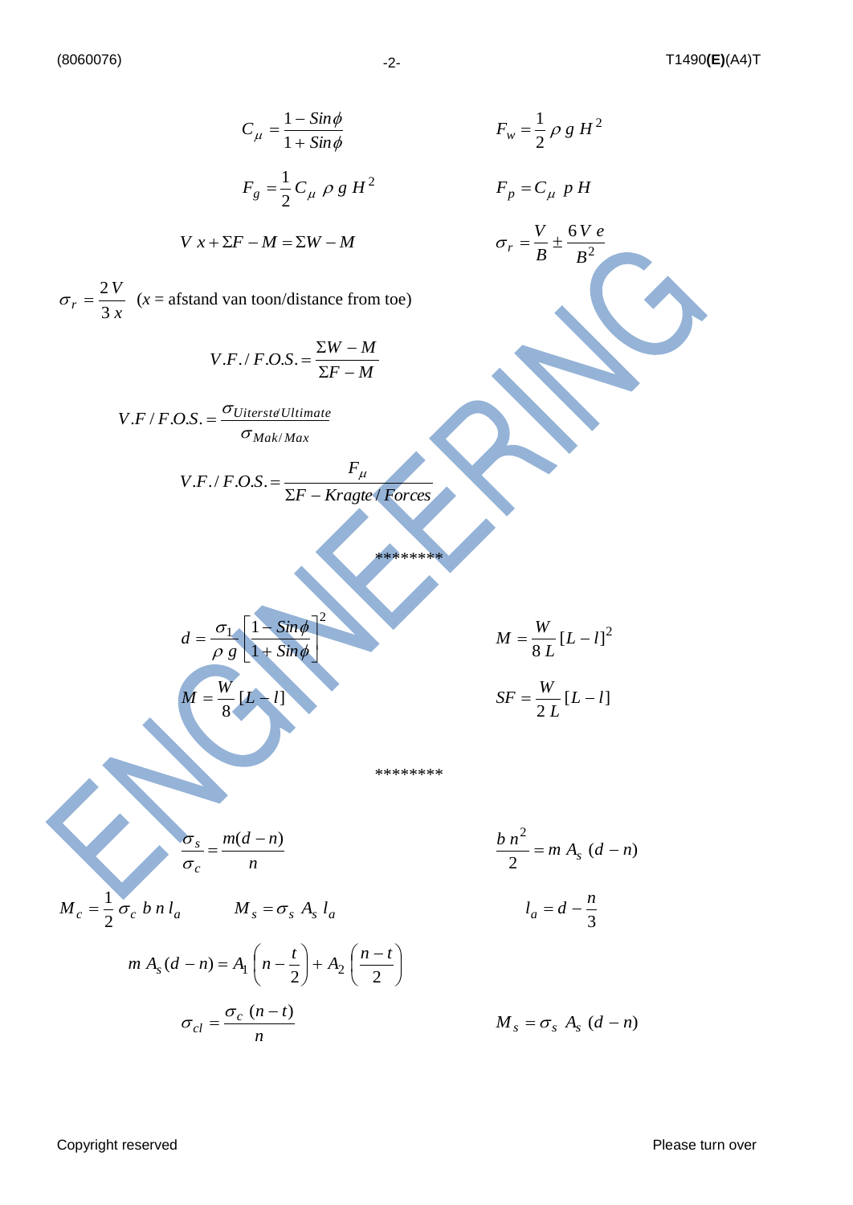$$C_\mu = \frac{1 - Sin\phi}{1 + Sin\phi}$$

$$F_w = \frac{1}{2}\rho\, g\, H^2$$

$$F_g = \frac{1}{2} C_\mu\, \rho\, g\, H^2$$

$$F_p = C_\mu\, p\, H$$

$$V\, x + \Sigma F - M = \Sigma W - M$$

$$\sigma_r = \frac{V}{B} \pm \frac{6\,V\,e}{B^2}$$

$\sigma_r = \dfrac{2\,V}{3\,x}$ ($x$ = afstand van toon/distance from toe)

$$V.F./\,F.O.S. = \frac{\Sigma W - M}{\Sigma F - M}$$

$$V.F\,/\,F.O.S. = \frac{\sigma_{Uiterste/Ultimate}}{\sigma_{Mak/Max}}$$

$$V.F./\,F.O.S. = \frac{F_\mu}{\Sigma F - Kragte\,/\,Forces}$$

********

$$d = \frac{\sigma_1}{\rho\, g}\left[\frac{1 - Sin\phi}{1 + Sin\phi}\right]^2$$

$$M = \frac{W}{8\,L}[L - l]^2$$

$$M = \frac{W}{8}[L - l]$$

$$SF = \frac{W}{2\,L}[L - l]$$

********

$$\frac{\sigma_s}{\sigma_c} = \frac{m(d-n)}{n}$$

$$\frac{b\,n^2}{2} = m\,A_s\,(d-n)$$

$$M_c = \frac{1}{2}\sigma_c\, b\, n\, l_a \qquad M_s = \sigma_s\, A_s\, l_a$$

$$l_a = d - \frac{n}{3}$$

$$m\,A_s(d-n) = A_1\left(n - \frac{t}{2}\right) + A_2\left(\frac{n-t}{2}\right)$$

$$\sigma_{cl} = \frac{\sigma_c\,(n-t)}{n}$$

$$M_s = \sigma_s\, A_s\,(d-n)$$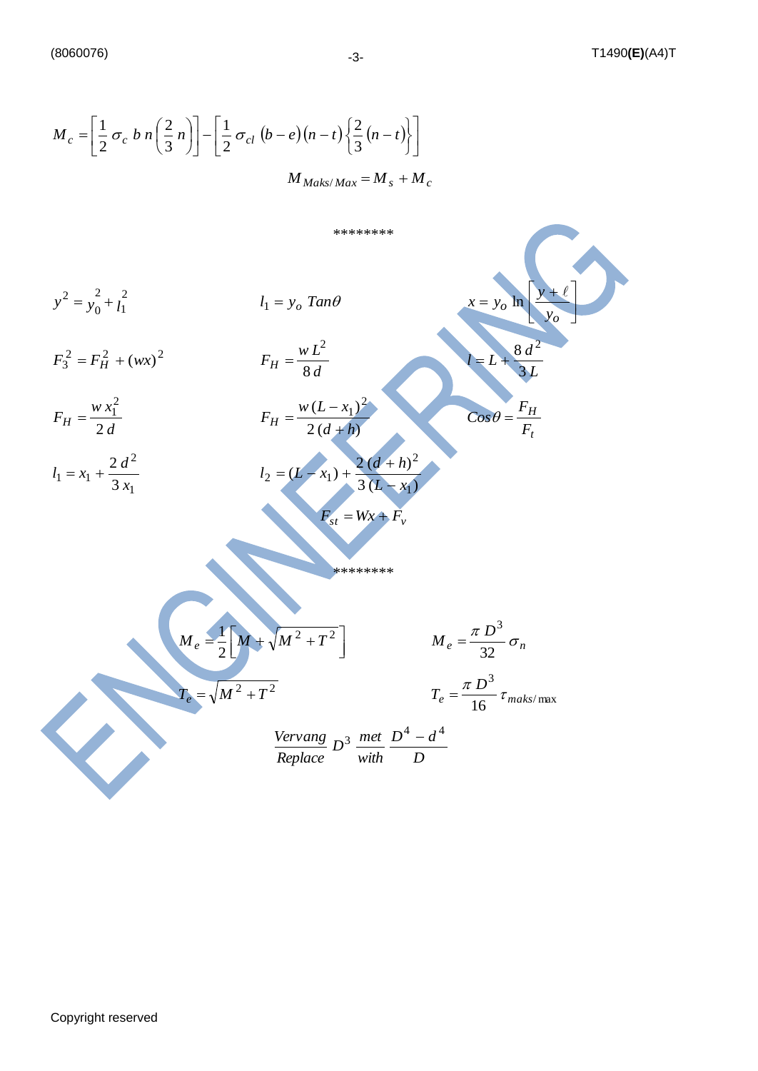$$M_c = \left[\frac{1}{2}\sigma_c\, b\, n\left(\frac{2}{3}n\right)\right] - \left[\frac{1}{2}\sigma_{cl}\,(b-e)(n-t)\left\{\frac{2}{3}(n-t)\right\}\right]$$

$$M_{Maks/Max} = M_s + M_c$$

********

$$y^2 = y_0^2 + l_1^2$$

$$l_1 = y_o\ Tan\theta$$

$$x = y_o \ln\left[\frac{y+\ell}{y_o}\right]$$

$$F_3^2 = F_H^2 + (wx)^2$$

$$F_H = \frac{w\,L^2}{8\,d}$$

$$l = L + \frac{8\,d^2}{3\,L}$$

$$F_H = \frac{w\,x_1^2}{2\,d}$$

$$F_H = \frac{w\,(L-x_1)^2}{2\,(d+h)}$$

$$Cos\theta = \frac{F_H}{F_t}$$

$$l_1 = x_1 + \frac{2\,d^2}{3\,x_1}$$

$$l_2 = (L-x_1) + \frac{2\,(d+h)^2}{3\,(L-x_1)}$$

$$F_{st} = Wx + F_v$$

********

$$M_e = \frac{1}{2}\left[M + \sqrt{M^2 + T^2}\right]$$

$$M_e = \frac{\pi\,D^3}{32}\,\sigma_n$$

$$T_e = \sqrt{M^2 + T^2}$$

$$T_e = \frac{\pi\,D^3}{16}\,\tau_{maks/\max}$$

$$\frac{Vervang}{Replace}\ D^3\ \frac{met}{with}\ \frac{D^4 - d^4}{D}$$

Copyright reserved